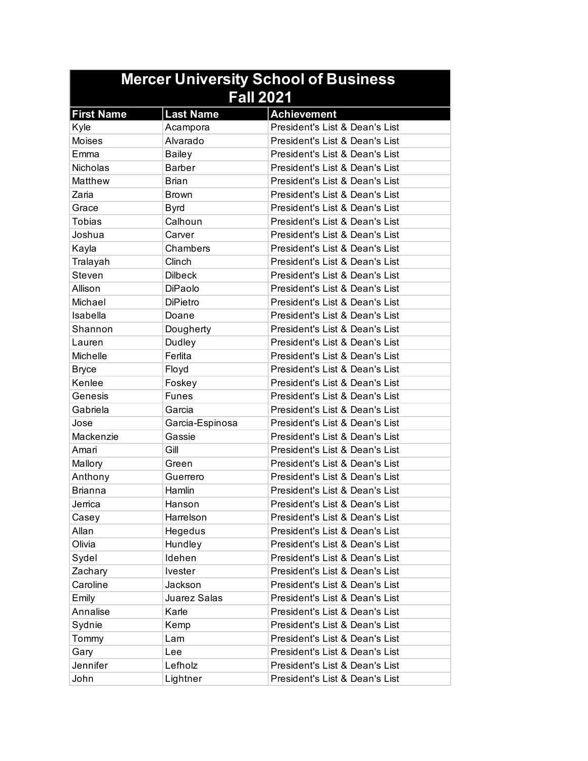# Mercer University School of Business
## Fall 2021

| First Name | Last Name | Achievement |
|---|---|---|
| Kyle | Acampora | President's List & Dean's List |
| Moises | Alvarado | President's List & Dean's List |
| Emma | Bailey | President's List & Dean's List |
| Nicholas | Barber | President's List & Dean's List |
| Matthew | Brian | President's List & Dean's List |
| Zaria | Brown | President's List & Dean's List |
| Grace | Byrd | President's List & Dean's List |
| Tobias | Calhoun | President's List & Dean's List |
| Joshua | Carver | President's List & Dean's List |
| Kayla | Chambers | President's List & Dean's List |
| Tralayah | Clinch | President's List & Dean's List |
| Steven | Dilbeck | President's List & Dean's List |
| Allison | DiPaolo | President's List & Dean's List |
| Michael | DiPietro | President's List & Dean's List |
| Isabella | Doane | President's List & Dean's List |
| Shannon | Dougherty | President's List & Dean's List |
| Lauren | Dudley | President's List & Dean's List |
| Michelle | Ferlita | President's List & Dean's List |
| Bryce | Floyd | President's List & Dean's List |
| Kenlee | Foskey | President's List & Dean's List |
| Genesis | Funes | President's List & Dean's List |
| Gabriela | Garcia | President's List & Dean's List |
| Jose | Garcia-Espinosa | President's List & Dean's List |
| Mackenzie | Gassie | President's List & Dean's List |
| Amari | Gill | President's List & Dean's List |
| Mallory | Green | President's List & Dean's List |
| Anthony | Guerrero | President's List & Dean's List |
| Brianna | Hamlin | President's List & Dean's List |
| Jerrica | Hanson | President's List & Dean's List |
| Casey | Harrelson | President's List & Dean's List |
| Allan | Hegedus | President's List & Dean's List |
| Olivia | Hundley | President's List & Dean's List |
| Sydel | Idehen | President's List & Dean's List |
| Zachary | Ivester | President's List & Dean's List |
| Caroline | Jackson | President's List & Dean's List |
| Emily | Juarez Salas | President's List & Dean's List |
| Annalise | Karle | President's List & Dean's List |
| Sydnie | Kemp | President's List & Dean's List |
| Tommy | Lam | President's List & Dean's List |
| Gary | Lee | President's List & Dean's List |
| Jennifer | Lefholz | President's List & Dean's List |
| John | Lightner | President's List & Dean's List |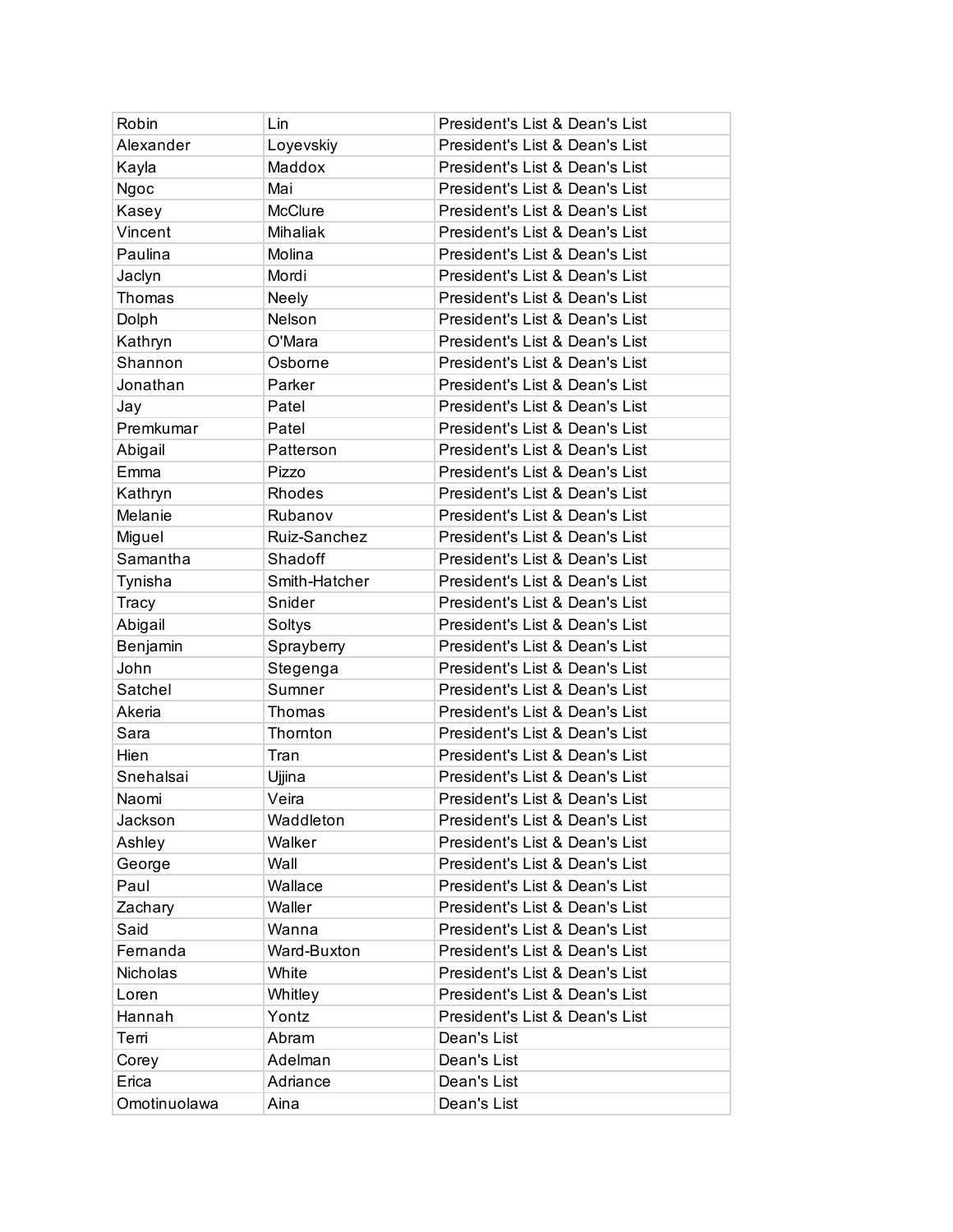| Robin | Lin | President's List & Dean's List |
|---|---|---|
| Alexander | Loyevskiy | President's List & Dean's List |
| Kayla | Maddox | President's List & Dean's List |
| Ngoc | Mai | President's List & Dean's List |
| Kasey | McClure | President's List & Dean's List |
| Vincent | Mihaliak | President's List & Dean's List |
| Paulina | Molina | President's List & Dean's List |
| Jaclyn | Mordi | President's List & Dean's List |
| Thomas | Neely | President's List & Dean's List |
| Dolph | Nelson | President's List & Dean's List |
| Kathryn | O'Mara | President's List & Dean's List |
| Shannon | Osborne | President's List & Dean's List |
| Jonathan | Parker | President's List & Dean's List |
| Jay | Patel | President's List & Dean's List |
| Premkumar | Patel | President's List & Dean's List |
| Abigail | Patterson | President's List & Dean's List |
| Emma | Pizzo | President's List & Dean's List |
| Kathryn | Rhodes | President's List & Dean's List |
| Melanie | Rubanov | President's List & Dean's List |
| Miguel | Ruiz-Sanchez | President's List & Dean's List |
| Samantha | Shadoff | President's List & Dean's List |
| Tynisha | Smith-Hatcher | President's List & Dean's List |
| Tracy | Snider | President's List & Dean's List |
| Abigail | Soltys | President's List & Dean's List |
| Benjamin | Sprayberry | President's List & Dean's List |
| John | Stegenga | President's List & Dean's List |
| Satchel | Sumner | President's List & Dean's List |
| Akeria | Thomas | President's List & Dean's List |
| Sara | Thornton | President's List & Dean's List |
| Hien | Tran | President's List & Dean's List |
| Snehalsai | Ujjina | President's List & Dean's List |
| Naomi | Veira | President's List & Dean's List |
| Jackson | Waddleton | President's List & Dean's List |
| Ashley | Walker | President's List & Dean's List |
| George | Wall | President's List & Dean's List |
| Paul | Wallace | President's List & Dean's List |
| Zachary | Waller | President's List & Dean's List |
| Said | Wanna | President's List & Dean's List |
| Fernanda | Ward-Buxton | President's List & Dean's List |
| Nicholas | White | President's List & Dean's List |
| Loren | Whitley | President's List & Dean's List |
| Hannah | Yontz | President's List & Dean's List |
| Terri | Abram | Dean's List |
| Corey | Adelman | Dean's List |
| Erica | Adriance | Dean's List |
| Omotinuolawa | Aina | Dean's List |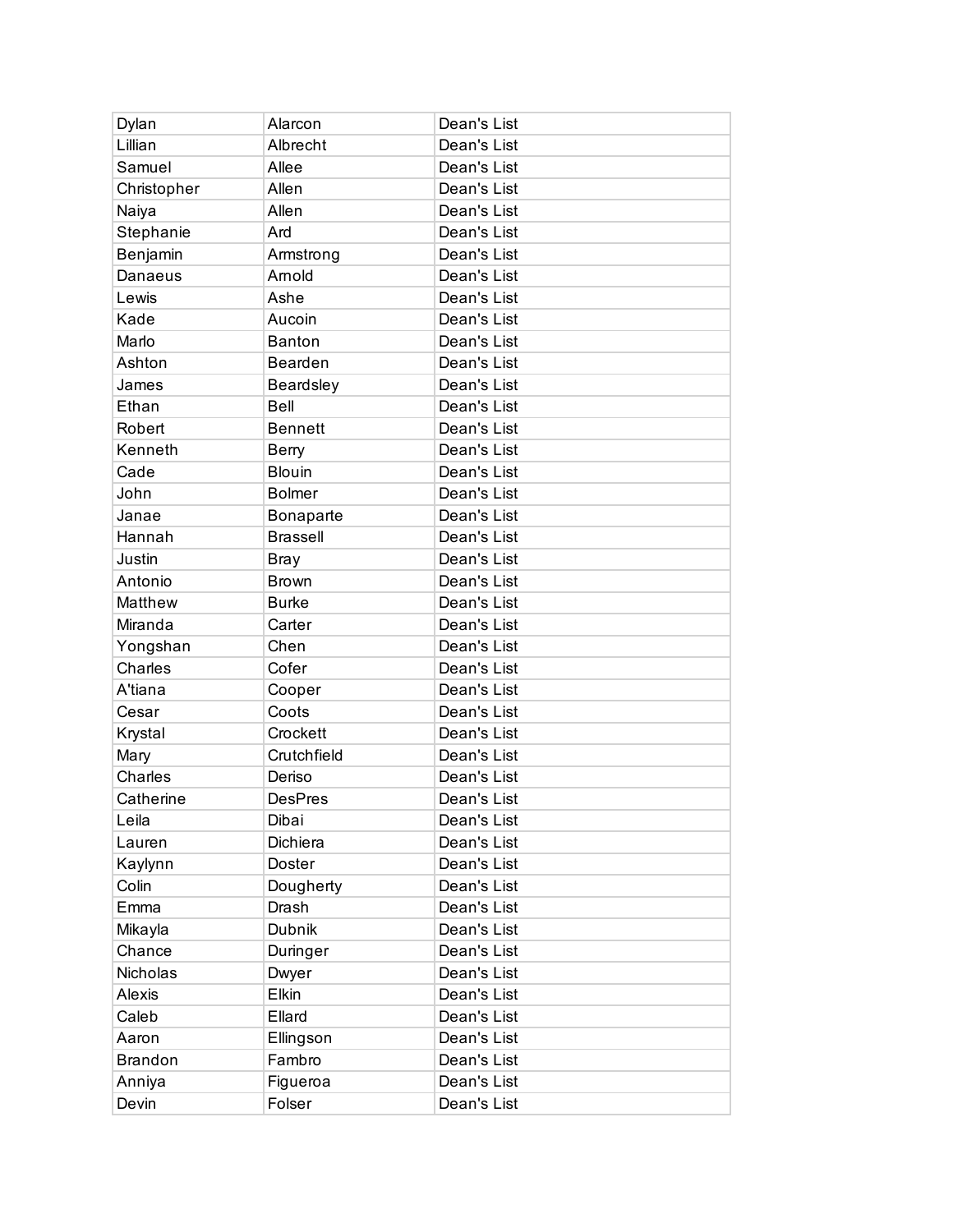| | | |
|---|---|---|
| Dylan | Alarcon | Dean's List |
| Lillian | Albrecht | Dean's List |
| Samuel | Allee | Dean's List |
| Christopher | Allen | Dean's List |
| Naiya | Allen | Dean's List |
| Stephanie | Ard | Dean's List |
| Benjamin | Armstrong | Dean's List |
| Danaeus | Arnold | Dean's List |
| Lewis | Ashe | Dean's List |
| Kade | Aucoin | Dean's List |
| Marlo | Banton | Dean's List |
| Ashton | Bearden | Dean's List |
| James | Beardsley | Dean's List |
| Ethan | Bell | Dean's List |
| Robert | Bennett | Dean's List |
| Kenneth | Berry | Dean's List |
| Cade | Blouin | Dean's List |
| John | Bolmer | Dean's List |
| Janae | Bonaparte | Dean's List |
| Hannah | Brassell | Dean's List |
| Justin | Bray | Dean's List |
| Antonio | Brown | Dean's List |
| Matthew | Burke | Dean's List |
| Miranda | Carter | Dean's List |
| Yongshan | Chen | Dean's List |
| Charles | Cofer | Dean's List |
| A'tiana | Cooper | Dean's List |
| Cesar | Coots | Dean's List |
| Krystal | Crockett | Dean's List |
| Mary | Crutchfield | Dean's List |
| Charles | Deriso | Dean's List |
| Catherine | DesPres | Dean's List |
| Leila | Dibai | Dean's List |
| Lauren | Dichiera | Dean's List |
| Kaylynn | Doster | Dean's List |
| Colin | Dougherty | Dean's List |
| Emma | Drash | Dean's List |
| Mikayla | Dubnik | Dean's List |
| Chance | Duringer | Dean's List |
| Nicholas | Dwyer | Dean's List |
| Alexis | Elkin | Dean's List |
| Caleb | Ellard | Dean's List |
| Aaron | Ellingson | Dean's List |
| Brandon | Fambro | Dean's List |
| Anniya | Figueroa | Dean's List |
| Devin | Folser | Dean's List |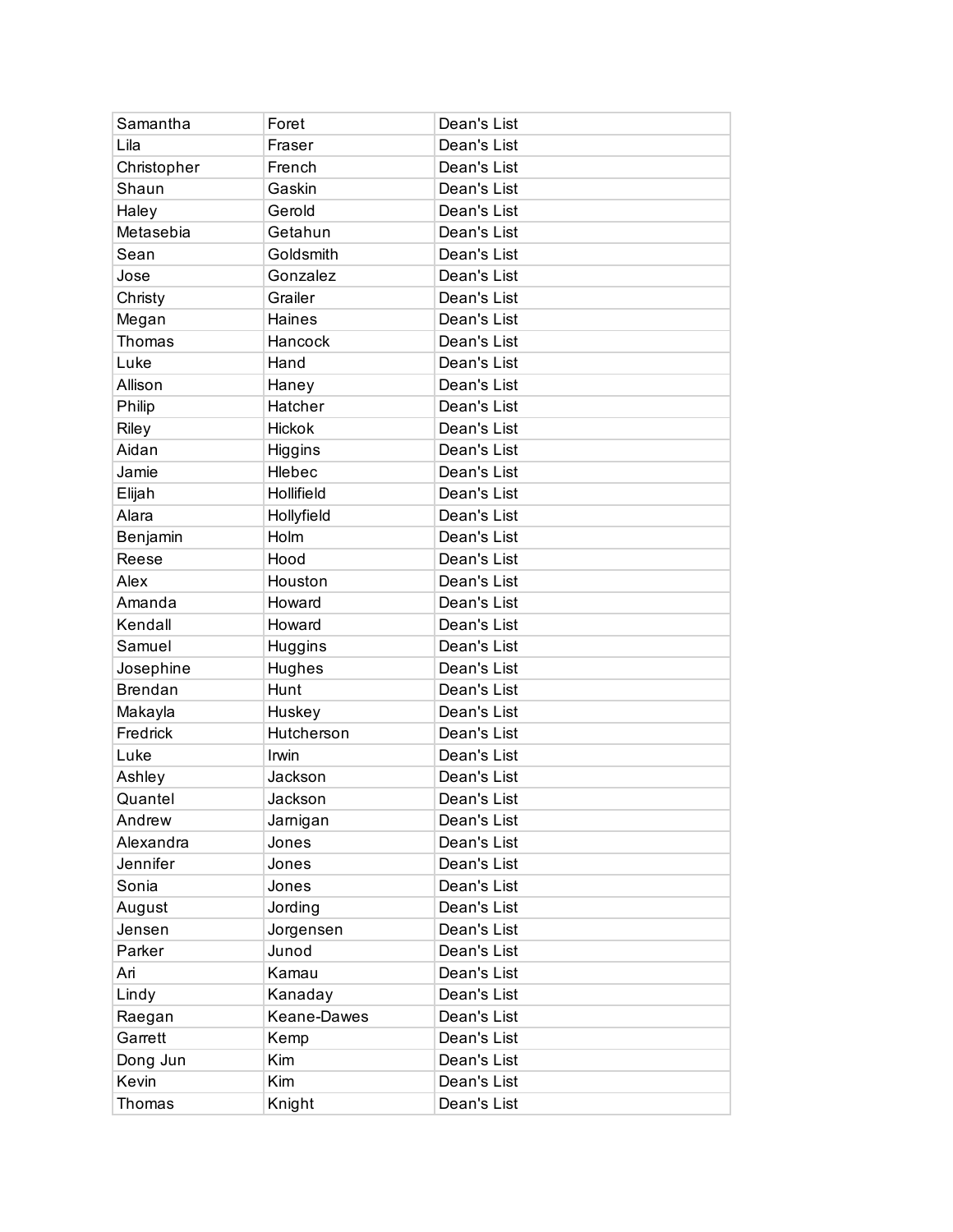| Samantha | Foret | Dean's List |
|---|---|---|
| Lila | Fraser | Dean's List |
| Christopher | French | Dean's List |
| Shaun | Gaskin | Dean's List |
| Haley | Gerold | Dean's List |
| Metasebia | Getahun | Dean's List |
| Sean | Goldsmith | Dean's List |
| Jose | Gonzalez | Dean's List |
| Christy | Grailer | Dean's List |
| Megan | Haines | Dean's List |
| Thomas | Hancock | Dean's List |
| Luke | Hand | Dean's List |
| Allison | Haney | Dean's List |
| Philip | Hatcher | Dean's List |
| Riley | Hickok | Dean's List |
| Aidan | Higgins | Dean's List |
| Jamie | Hlebec | Dean's List |
| Elijah | Hollifield | Dean's List |
| Alara | Hollyfield | Dean's List |
| Benjamin | Holm | Dean's List |
| Reese | Hood | Dean's List |
| Alex | Houston | Dean's List |
| Amanda | Howard | Dean's List |
| Kendall | Howard | Dean's List |
| Samuel | Huggins | Dean's List |
| Josephine | Hughes | Dean's List |
| Brendan | Hunt | Dean's List |
| Makayla | Huskey | Dean's List |
| Fredrick | Hutcherson | Dean's List |
| Luke | Irwin | Dean's List |
| Ashley | Jackson | Dean's List |
| Quantel | Jackson | Dean's List |
| Andrew | Jarnigan | Dean's List |
| Alexandra | Jones | Dean's List |
| Jennifer | Jones | Dean's List |
| Sonia | Jones | Dean's List |
| August | Jording | Dean's List |
| Jensen | Jorgensen | Dean's List |
| Parker | Junod | Dean's List |
| Ari | Kamau | Dean's List |
| Lindy | Kanaday | Dean's List |
| Raegan | Keane-Dawes | Dean's List |
| Garrett | Kemp | Dean's List |
| Dong Jun | Kim | Dean's List |
| Kevin | Kim | Dean's List |
| Thomas | Knight | Dean's List |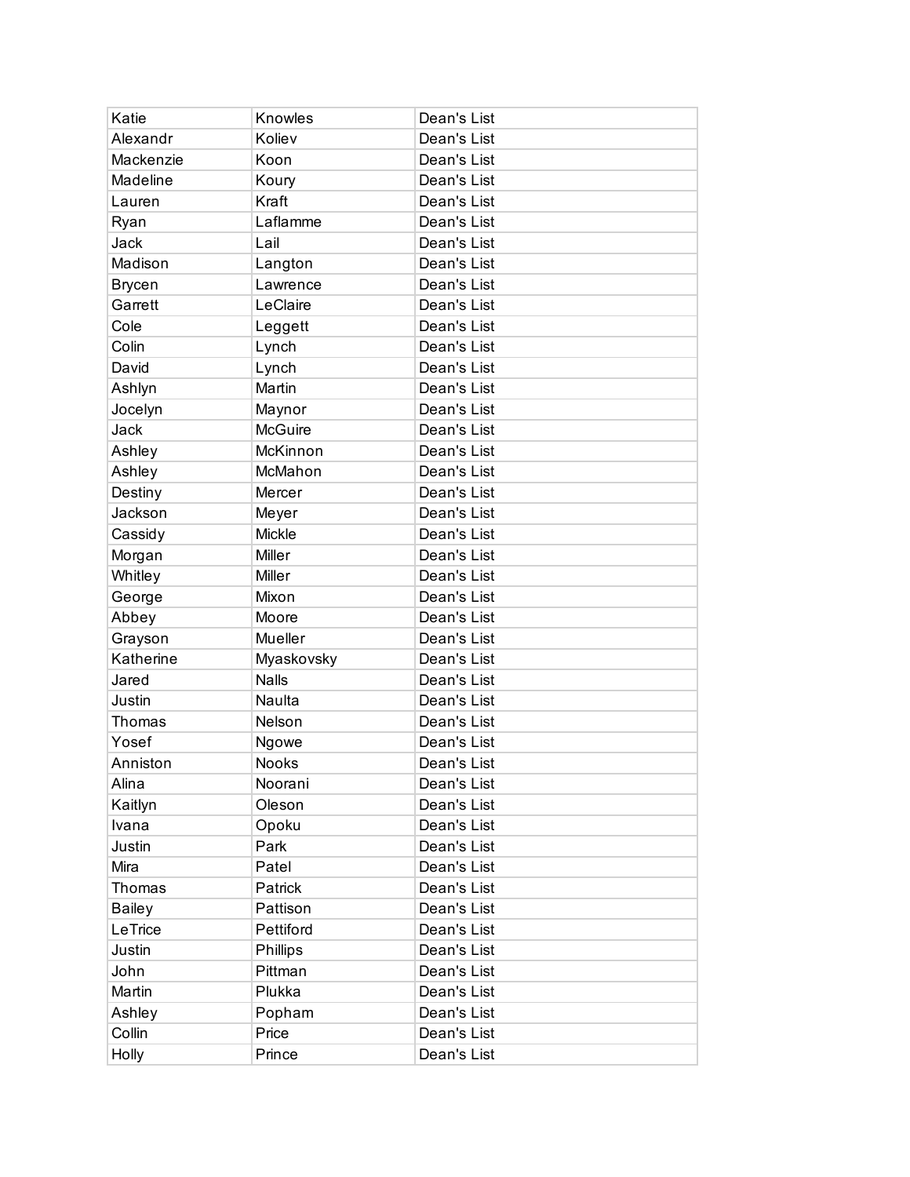| Katie | Knowles | Dean's List |
|---|---|---|
| Alexandr | Koliev | Dean's List |
| Mackenzie | Koon | Dean's List |
| Madeline | Koury | Dean's List |
| Lauren | Kraft | Dean's List |
| Ryan | Laflamme | Dean's List |
| Jack | Lail | Dean's List |
| Madison | Langton | Dean's List |
| Brycen | Lawrence | Dean's List |
| Garrett | LeClaire | Dean's List |
| Cole | Leggett | Dean's List |
| Colin | Lynch | Dean's List |
| David | Lynch | Dean's List |
| Ashlyn | Martin | Dean's List |
| Jocelyn | Maynor | Dean's List |
| Jack | McGuire | Dean's List |
| Ashley | McKinnon | Dean's List |
| Ashley | McMahon | Dean's List |
| Destiny | Mercer | Dean's List |
| Jackson | Meyer | Dean's List |
| Cassidy | Mickle | Dean's List |
| Morgan | Miller | Dean's List |
| Whitley | Miller | Dean's List |
| George | Mixon | Dean's List |
| Abbey | Moore | Dean's List |
| Grayson | Mueller | Dean's List |
| Katherine | Myaskovsky | Dean's List |
| Jared | Nalls | Dean's List |
| Justin | Naulta | Dean's List |
| Thomas | Nelson | Dean's List |
| Yosef | Ngowe | Dean's List |
| Anniston | Nooks | Dean's List |
| Alina | Noorani | Dean's List |
| Kaitlyn | Oleson | Dean's List |
| Ivana | Opoku | Dean's List |
| Justin | Park | Dean's List |
| Mira | Patel | Dean's List |
| Thomas | Patrick | Dean's List |
| Bailey | Pattison | Dean's List |
| LeTrice | Pettiford | Dean's List |
| Justin | Phillips | Dean's List |
| John | Pittman | Dean's List |
| Martin | Plukka | Dean's List |
| Ashley | Popham | Dean's List |
| Collin | Price | Dean's List |
| Holly | Prince | Dean's List |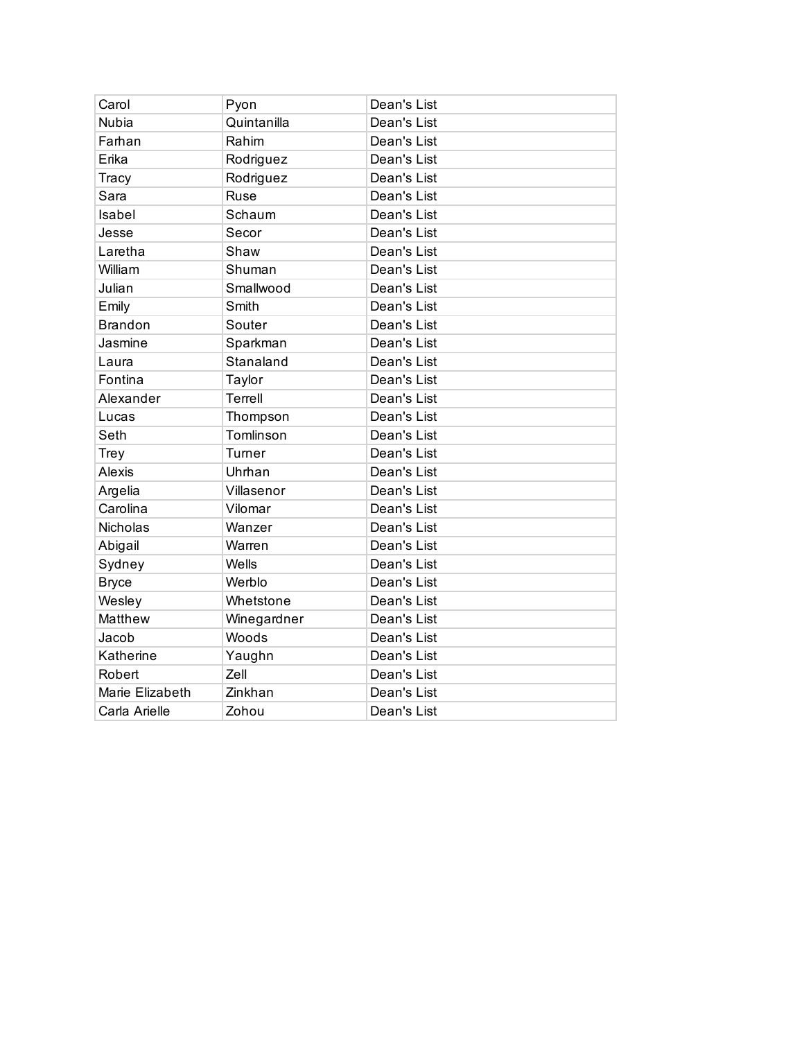| | | |
|---|---|---|
| Carol | Pyon | Dean's List |
| Nubia | Quintanilla | Dean's List |
| Farhan | Rahim | Dean's List |
| Erika | Rodriguez | Dean's List |
| Tracy | Rodriguez | Dean's List |
| Sara | Ruse | Dean's List |
| Isabel | Schaum | Dean's List |
| Jesse | Secor | Dean's List |
| Laretha | Shaw | Dean's List |
| William | Shuman | Dean's List |
| Julian | Smallwood | Dean's List |
| Emily | Smith | Dean's List |
| Brandon | Souter | Dean's List |
| Jasmine | Sparkman | Dean's List |
| Laura | Stanaland | Dean's List |
| Fontina | Taylor | Dean's List |
| Alexander | Terrell | Dean's List |
| Lucas | Thompson | Dean's List |
| Seth | Tomlinson | Dean's List |
| Trey | Turner | Dean's List |
| Alexis | Uhrhan | Dean's List |
| Argelia | Villasenor | Dean's List |
| Carolina | Vilomar | Dean's List |
| Nicholas | Wanzer | Dean's List |
| Abigail | Warren | Dean's List |
| Sydney | Wells | Dean's List |
| Bryce | Werblo | Dean's List |
| Wesley | Whetstone | Dean's List |
| Matthew | Winegardner | Dean's List |
| Jacob | Woods | Dean's List |
| Katherine | Yaughn | Dean's List |
| Robert | Zell | Dean's List |
| Marie Elizabeth | Zinkhan | Dean's List |
| Carla Arielle | Zohou | Dean's List |